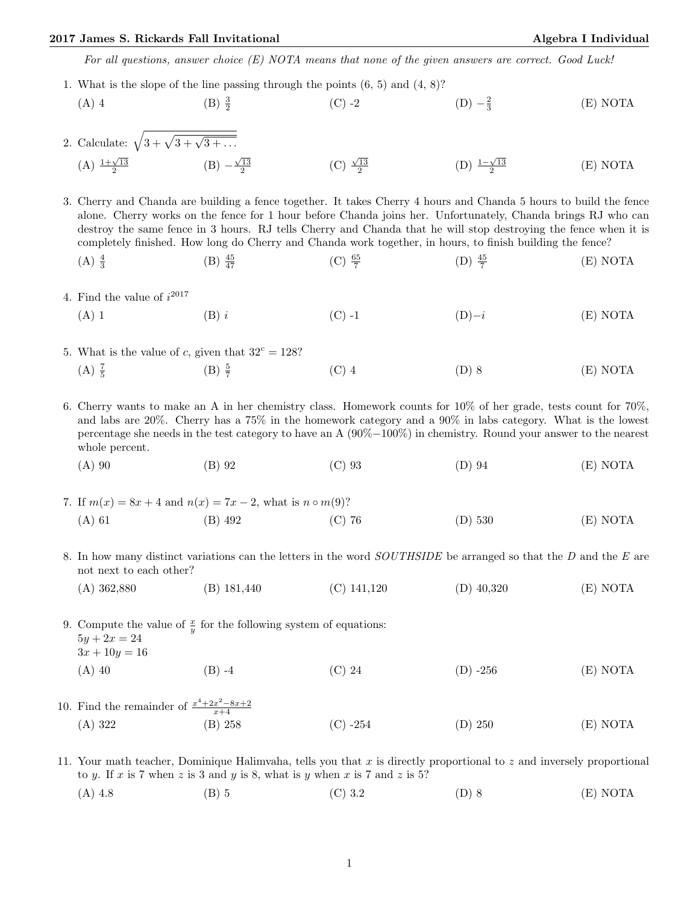*For all questions, answer choice (E) NOTA means that none of the given answers are correct. Good Luck!*

1. What is the slope of the line passing through the points (6, 5) and (4, 8)?

   (A) 4 (B) $\frac{3}{2}$ (C) -2 (D) $-\frac{2}{3}$ (E) NOTA

2. Calculate: $\sqrt{3+\sqrt{3+\sqrt{3+\ldots}}}$

   (A) $\frac{1+\sqrt{13}}{2}$ (B) $-\frac{\sqrt{13}}{2}$ (C) $\frac{\sqrt{13}}{2}$ (D) $\frac{1-\sqrt{13}}{2}$ (E) NOTA

3. Cherry and Chanda are building a fence together. It takes Cherry 4 hours and Chanda 5 hours to build the fence alone. Cherry works on the fence for 1 hour before Chanda joins her. Unfortunately, Chanda brings RJ who can destroy the same fence in 3 hours. RJ tells Cherry and Chanda that he will stop destroying the fence when it is completely finished. How long do Cherry and Chanda work together, in hours, to finish building the fence?

   (A) $\frac{4}{3}$ (B) $\frac{45}{47}$ (C) $\frac{65}{7}$ (D) $\frac{45}{7}$ (E) NOTA

4. Find the value of $i^{2017}$

   (A) 1 (B) $i$ (C) -1 (D) $-i$ (E) NOTA

5. What is the value of $c$, given that $32^c = 128$?

   (A) $\frac{7}{5}$ (B) $\frac{5}{7}$ (C) 4 (D) 8 (E) NOTA

6. Cherry wants to make an A in her chemistry class. Homework counts for 10% of her grade, tests count for 70%, and labs are 20%. Cherry has a 75% in the homework category and a 90% in labs category. What is the lowest percentage she needs in the test category to have an A (90%−100%) in chemistry. Round your answer to the nearest whole percent.

   (A) 90 (B) 92 (C) 93 (D) 94 (E) NOTA

7. If $m(x) = 8x + 4$ and $n(x) = 7x - 2$, what is $n \circ m(9)$?

   (A) 61 (B) 492 (C) 76 (D) 530 (E) NOTA

8. In how many distinct variations can the letters in the word *SOUTHSIDE* be arranged so that the *D* and the *E* are not next to each other?

   (A) 362,880 (B) 181,440 (C) 141,120 (D) 40,320 (E) NOTA

9. Compute the value of $\frac{x}{y}$ for the following system of equations:
   $5y + 2x = 24$
   $3x + 10y = 16$

   (A) 40 (B) -4 (C) 24 (D) -256 (E) NOTA

10. Find the remainder of $\frac{x^4+2x^2-8x+2}{x+4}$

    (A) 322 (B) 258 (C) -254 (D) 250 (E) NOTA

11. Your math teacher, Dominique Halimvaha, tells you that $x$ is directly proportional to $z$ and inversely proportional to $y$. If $x$ is 7 when $z$ is 3 and $y$ is 8, what is $y$ when $x$ is 7 and $z$ is 5?

    (A) 4.8 (B) 5 (C) 3.2 (D) 8 (E) NOTA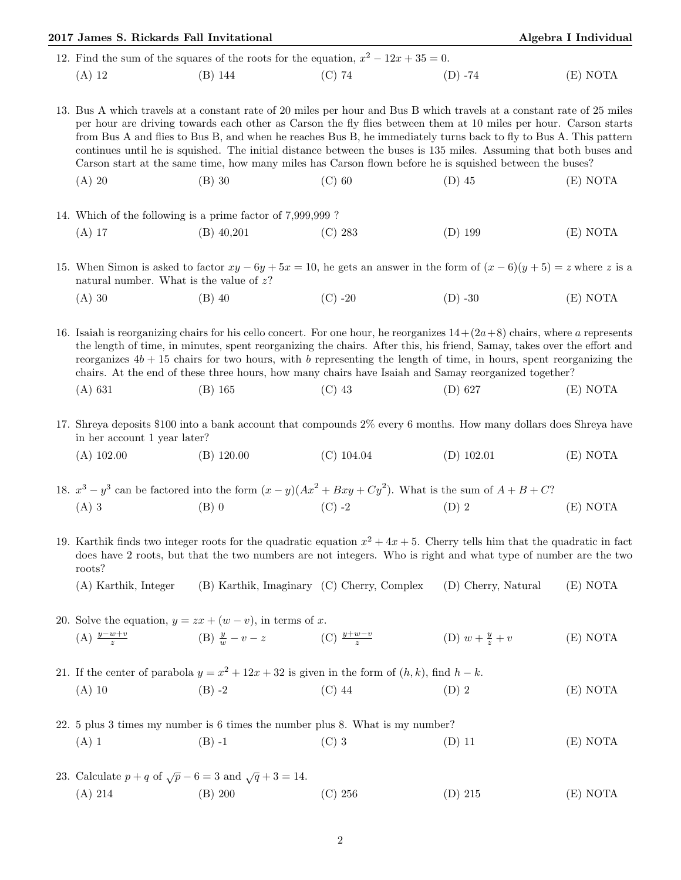12. Find the sum of the squares of the roots for the equation, $x^2 - 12x + 35 = 0$.

(A) 12 (B) 144 (C) 74 (D) -74 (E) NOTA

13. Bus A which travels at a constant rate of 20 miles per hour and Bus B which travels at a constant rate of 25 miles per hour are driving towards each other as Carson the fly flies between them at 10 miles per hour. Carson starts from Bus A and flies to Bus B, and when he reaches Bus B, he immediately turns back to fly to Bus A. This pattern continues until he is squished. The initial distance between the buses is 135 miles. Assuming that both buses and Carson start at the same time, how many miles has Carson flown before he is squished between the buses?

(A) 20 (B) 30 (C) 60 (D) 45 (E) NOTA

14. Which of the following is a prime factor of 7,999,999 ?

(A) 17 (B) 40,201 (C) 283 (D) 199 (E) NOTA

15. When Simon is asked to factor $xy - 6y + 5x = 10$, he gets an answer in the form of $(x - 6)(y + 5) = z$ where $z$ is a natural number. What is the value of $z$?

(A) 30 (B) 40 (C) -20 (D) -30 (E) NOTA

16. Isaiah is reorganizing chairs for his cello concert. For one hour, he reorganizes $14 + (2a + 8)$ chairs, where $a$ represents the length of time, in minutes, spent reorganizing the chairs. After this, his friend, Samay, takes over the effort and reorganizes $4b + 15$ chairs for two hours, with $b$ representing the length of time, in hours, spent reorganizing the chairs. At the end of these three hours, how many chairs have Isaiah and Samay reorganized together?

(A) 631 (B) 165 (C) 43 (D) 627 (E) NOTA

17. Shreya deposits \$100 into a bank account that compounds 2% every 6 months. How many dollars does Shreya have in her account 1 year later?

(A) 102.00 (B) 120.00 (C) 104.04 (D) 102.01 (E) NOTA

18. $x^3 - y^3$ can be factored into the form $(x - y)(Ax^2 + Bxy + Cy^2)$. What is the sum of $A + B + C$?

(A) 3 (B) 0 (C) -2 (D) 2 (E) NOTA

19. Karthik finds two integer roots for the quadratic equation $x^2 + 4x + 5$. Cherry tells him that the quadratic in fact does have 2 roots, but that the two numbers are not integers. Who is right and what type of number are the two roots?

(A) Karthik, Integer (B) Karthik, Imaginary (C) Cherry, Complex (D) Cherry, Natural (E) NOTA

20. Solve the equation, $y = zx + (w - v)$, in terms of $x$.

(A) $\frac{y-w+v}{z}$ (B) $\frac{y}{w} - v - z$ (C) $\frac{y+w-v}{z}$ (D) $w + \frac{y}{z} + v$ (E) NOTA

21. If the center of parabola $y = x^2 + 12x + 32$ is given in the form of $(h, k)$, find $h - k$.

(A) 10 (B) -2 (C) 44 (D) 2 (E) NOTA

22. 5 plus 3 times my number is 6 times the number plus 8. What is my number?

(A) 1 (B) -1 (C) 3 (D) 11 (E) NOTA

23. Calculate $p + q$ of $\sqrt{p} - 6 = 3$ and $\sqrt{q} + 3 = 14$.

(A) 214 (B) 200 (C) 256 (D) 215 (E) NOTA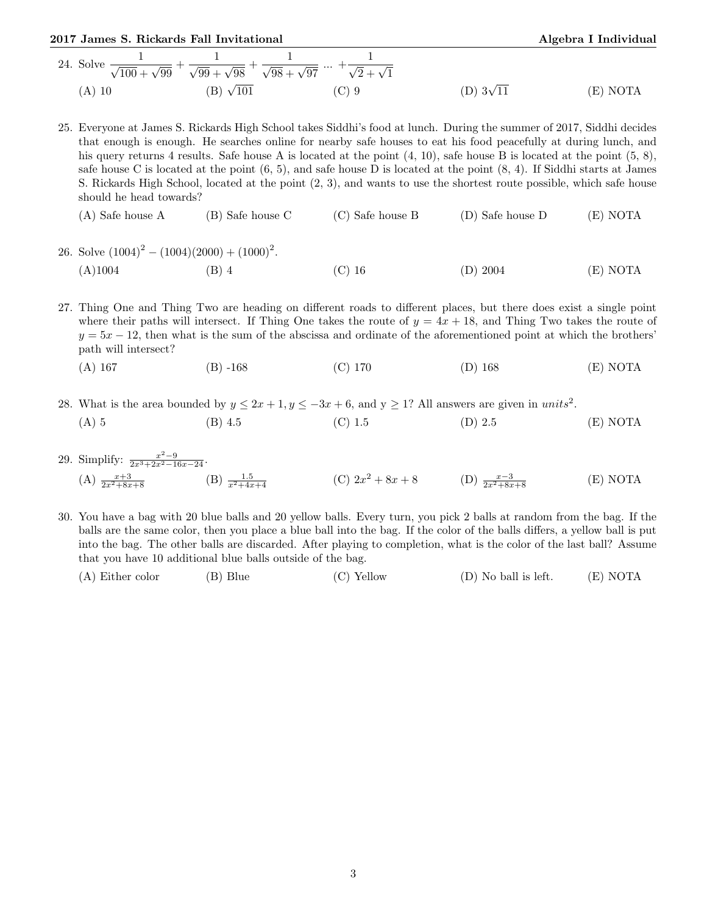24. Solve $\frac{1}{\sqrt{100}+\sqrt{99}} + \frac{1}{\sqrt{99}+\sqrt{98}} + \frac{1}{\sqrt{98}+\sqrt{97}} ... + \frac{1}{\sqrt{2}+\sqrt{1}}$

    (A) 10 (B) $\sqrt{101}$ (C) 9 (D) $3\sqrt{11}$ (E) NOTA

25. Everyone at James S. Rickards High School takes Siddhi's food at lunch. During the summer of 2017, Siddhi decides that enough is enough. He searches online for nearby safe houses to eat his food peacefully at during lunch, and his query returns 4 results. Safe house A is located at the point (4, 10), safe house B is located at the point (5, 8), safe house C is located at the point (6, 5), and safe house D is located at the point (8, 4). If Siddhi starts at James S. Rickards High School, located at the point (2, 3), and wants to use the shortest route possible, which safe house should he head towards?

    (A) Safe house A (B) Safe house C (C) Safe house B (D) Safe house D (E) NOTA

26. Solve $(1004)^2 - (1004)(2000) + (1000)^2$.

    (A)1004 (B) 4 (C) 16 (D) 2004 (E) NOTA

27. Thing One and Thing Two are heading on different roads to different places, but there does exist a single point where their paths will intersect. If Thing One takes the route of $y = 4x + 18$, and Thing Two takes the route of $y = 5x - 12$, then what is the sum of the abscissa and ordinate of the aforementioned point at which the brothers' path will intersect?

    (A) 167 (B) -168 (C) 170 (D) 168 (E) NOTA

28. What is the area bounded by $y \leq 2x + 1, y \leq -3x + 6$, and $y \geq 1$? All answers are given in $units^2$.

    (A) 5 (B) 4.5 (C) 1.5 (D) 2.5 (E) NOTA

29. Simplify: $\frac{x^2-9}{2x^3+2x^2-16x-24}$.

    (A) $\frac{x+3}{2x^2+8x+8}$ (B) $\frac{1.5}{x^2+4x+4}$ (C) $2x^2 + 8x + 8$ (D) $\frac{x-3}{2x^2+8x+8}$ (E) NOTA

30. You have a bag with 20 blue balls and 20 yellow balls. Every turn, you pick 2 balls at random from the bag. If the balls are the same color, then you place a blue ball into the bag. If the color of the balls differs, a yellow ball is put into the bag. The other balls are discarded. After playing to completion, what is the color of the last ball? Assume that you have 10 additional blue balls outside of the bag.

    (A) Either color (B) Blue (C) Yellow (D) No ball is left. (E) NOTA